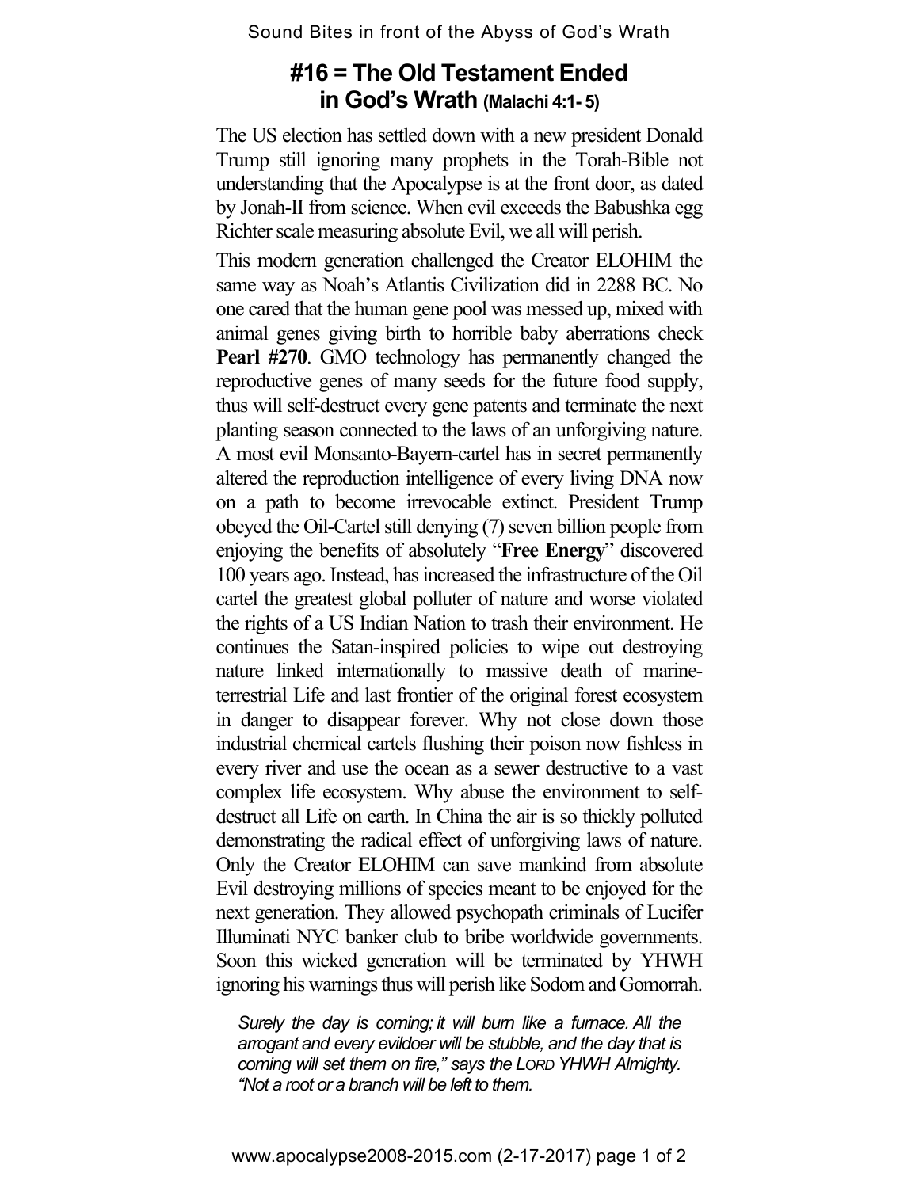# #16 = The Old Testament Ended in God's Wrath (Malachi 4:1- 5)

The US election has settled down with a new president Donald Trump still ignoring many prophets in the Torah-Bible not understanding that the Apocalypse is at the front door, as dated by Jonah-II from science. When evil exceeds the Babushka egg Richter scale measuring absolute Evil, we all will perish.

This modern generation challenged the Creator ELOHIM the same way as Noah's Atlantis Civilization did in 2288 BC. No one cared that the human gene pool was messed up, mixed with animal genes giving birth to horrible baby aberrations check **Pearl #270**. GMO technology has permanently changed the reproductive genes of many seeds for the future food supply, thus will self-destruct every gene patents and terminate the next planting season connected to the laws of an unforgiving nature. A most evil Monsanto-Bayern-cartel has in secret permanently altered the reproduction intelligence of every living DNA now on a path to become irrevocable extinct. President Trump obeyed the Oil-Cartel still denying (7) seven billion people from enjoying the benefits of absolutely "**Free Energy**" discovered 100 years ago. Instead, has increased the infrastructure of the Oil cartel the greatest global polluter of nature and worse violated the rights of a US Indian Nation to trash their environment. He continues the Satan-inspired policies to wipe out destroying nature linked internationally to massive death of marine-terrestrial Life and last frontier of the original forest ecosystem in danger to disappear forever. Why not close down those industrial chemical cartels flushing their poison now fishless in every river and use the ocean as a sewer destructive to a vast complex life ecosystem. Why abuse the environment to self-destruct all Life on earth. In China the air is so thickly polluted demonstrating the radical effect of unforgiving laws of nature. Only the Creator ELOHIM can save mankind from absolute Evil destroying millions of species meant to be enjoyed for the next generation. They allowed psychopath criminals of Lucifer Illuminati NYC banker club to bribe worldwide governments. Soon this wicked generation will be terminated by YHWH ignoring his warnings thus will perish like Sodom and Gomorrah.

*Surely the day is coming; it will burn like a furnace. All the arrogant and every evildoer will be stubble, and the day that is coming will set them on fire," says the LORD YHWH Almighty. "Not a root or a branch will be left to them.*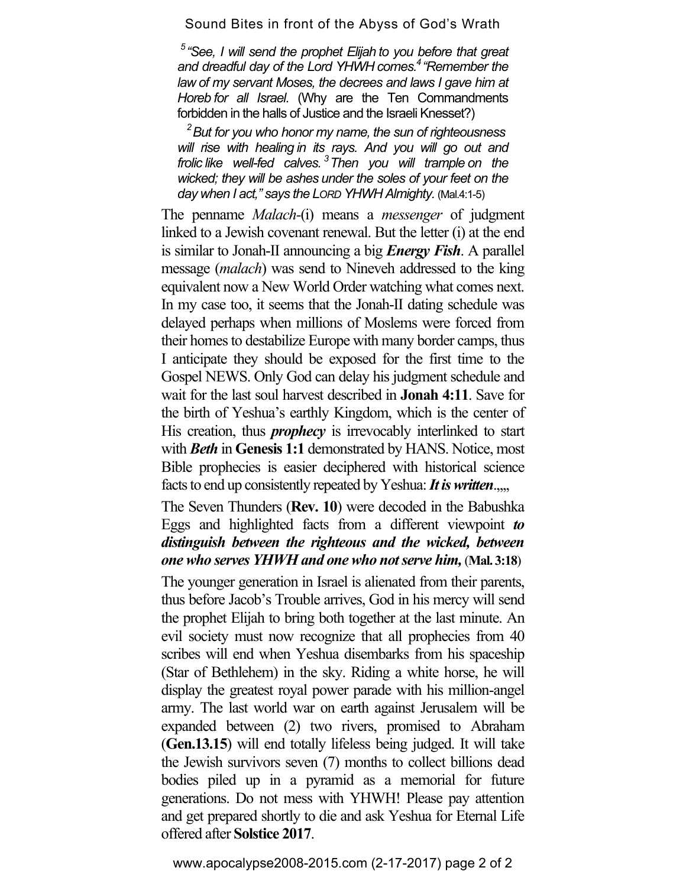*[5] "See, I will send the prophet Elijah to you before that great and dreadful day of the Lord YHWH comes.[4] "Remember the law of my servant Moses, the decrees and laws I gave him at Horeb for all Israel*. (Why are the Ten Commandments forbidden in the halls of Justice and the Israeli Knesset?)

*[2] But for you who honor my name, the sun of righteousness will rise with healing in its rays. And you will go out and frolic like well-fed calves. [3] Then you will trample on the wicked; they will be ashes under the soles of your feet on the day when I act," says the LORD YHWH Almighty.* (Mal.4:1-5)

The penname *Malach*-(i) means a *messenger* of judgment linked to a Jewish covenant renewal. But the letter (i) at the end is similar to Jonah-II announcing a big ***Energy Fish***. A parallel message (*malach*) was send to Nineveh addressed to the king equivalent now a New World Order watching what comes next. In my case too, it seems that the Jonah-II dating schedule was delayed perhaps when millions of Moslems were forced from their homes to destabilize Europe with many border camps, thus I anticipate they should be exposed for the first time to the Gospel NEWS. Only God can delay his judgment schedule and wait for the last soul harvest described in **Jonah 4:11**. Save for the birth of Yeshua's earthly Kingdom, which is the center of His creation, thus ***prophecy*** is irrevocably interlinked to start with ***Beth*** in **Genesis 1:1** demonstrated by HANS. Notice, most Bible prophecies is easier deciphered with historical science facts to end up consistently repeated by Yeshua: ***It is written***.,,,,

The Seven Thunders (**Rev. 10**) were decoded in the Babushka Eggs and highlighted facts from a different viewpoint ***to distinguish between the righteous and the wicked, between one who serves YHWH and one who not serve him,*** **(Mal. 3:18)**

The younger generation in Israel is alienated from their parents, thus before Jacob's Trouble arrives, God in his mercy will send the prophet Elijah to bring both together at the last minute. An evil society must now recognize that all prophecies from 40 scribes will end when Yeshua disembarks from his spaceship (Star of Bethlehem) in the sky. Riding a white horse, he will display the greatest royal power parade with his million-angel army. The last world war on earth against Jerusalem will be expanded between (2) two rivers, promised to Abraham (**Gen.13.15**) will end totally lifeless being judged. It will take the Jewish survivors seven (7) months to collect billions dead bodies piled up in a pyramid as a memorial for future generations. Do not mess with YHWH! Please pay attention and get prepared shortly to die and ask Yeshua for Eternal Life offered after **Solstice 2017**.